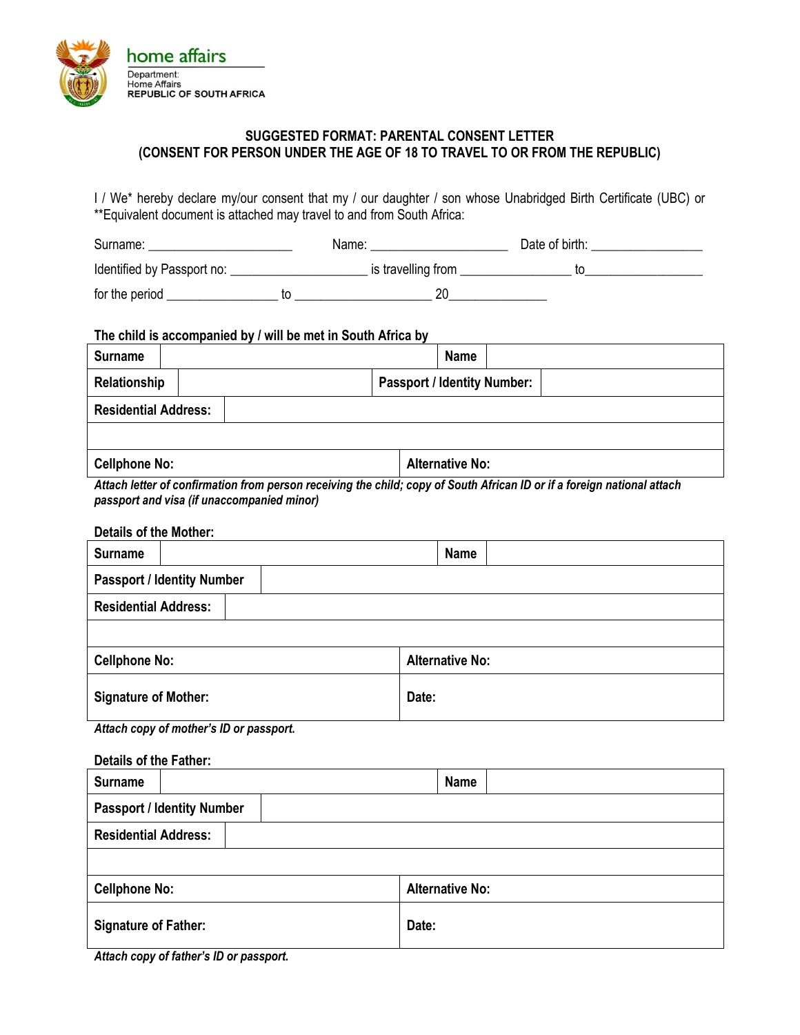home affairs

Department:
Home Affairs
REPUBLIC OF SOUTH AFRICA

## SUGGESTED FORMAT: PARENTAL CONSENT LETTER
## (CONSENT FOR PERSON UNDER THE AGE OF 18 TO TRAVEL TO OR FROM THE REPUBLIC)

I / We* hereby declare my/our consent that my / our daughter / son whose Unabridged Birth Certificate (UBC) or **Equivalent document is attached may travel to and from South Africa:

Surname: ______________________ Name: _____________________ Date of birth: _________________

Identified by Passport no: _____________________ is travelling from _________________ to__________________

for the period _________________ to _____________________ 20_______________

**The child is accompanied by / will be met in South Africa by**

| | | | |
|---|---|---|---|
| **Surname** | | **Name** | |
| **Relationship** | | **Passport / Identity Number:** | |
| **Residential Address:** | | | |
| | | | |
| **Cellphone No:** | | **Alternative No:** | |

***Attach letter of confirmation from person receiving the child; copy of South African ID or if a foreign national attach passport and visa (if unaccompanied minor)***

**Details of the Mother:**

| | | | |
|---|---|---|---|
| **Surname** | | **Name** | |
| **Passport / Identity Number** | | | |
| **Residential Address:** | | | |
| | | | |
| **Cellphone No:** | | **Alternative No:** | |
| **Signature of Mother:** | | **Date:** | |

***Attach copy of mother's ID or passport.***

**Details of the Father:**

| | | | |
|---|---|---|---|
| **Surname** | | **Name** | |
| **Passport / Identity Number** | | | |
| **Residential Address:** | | | |
| | | | |
| **Cellphone No:** | | **Alternative No:** | |
| **Signature of Father:** | | **Date:** | |

***Attach copy of father's ID or passport.***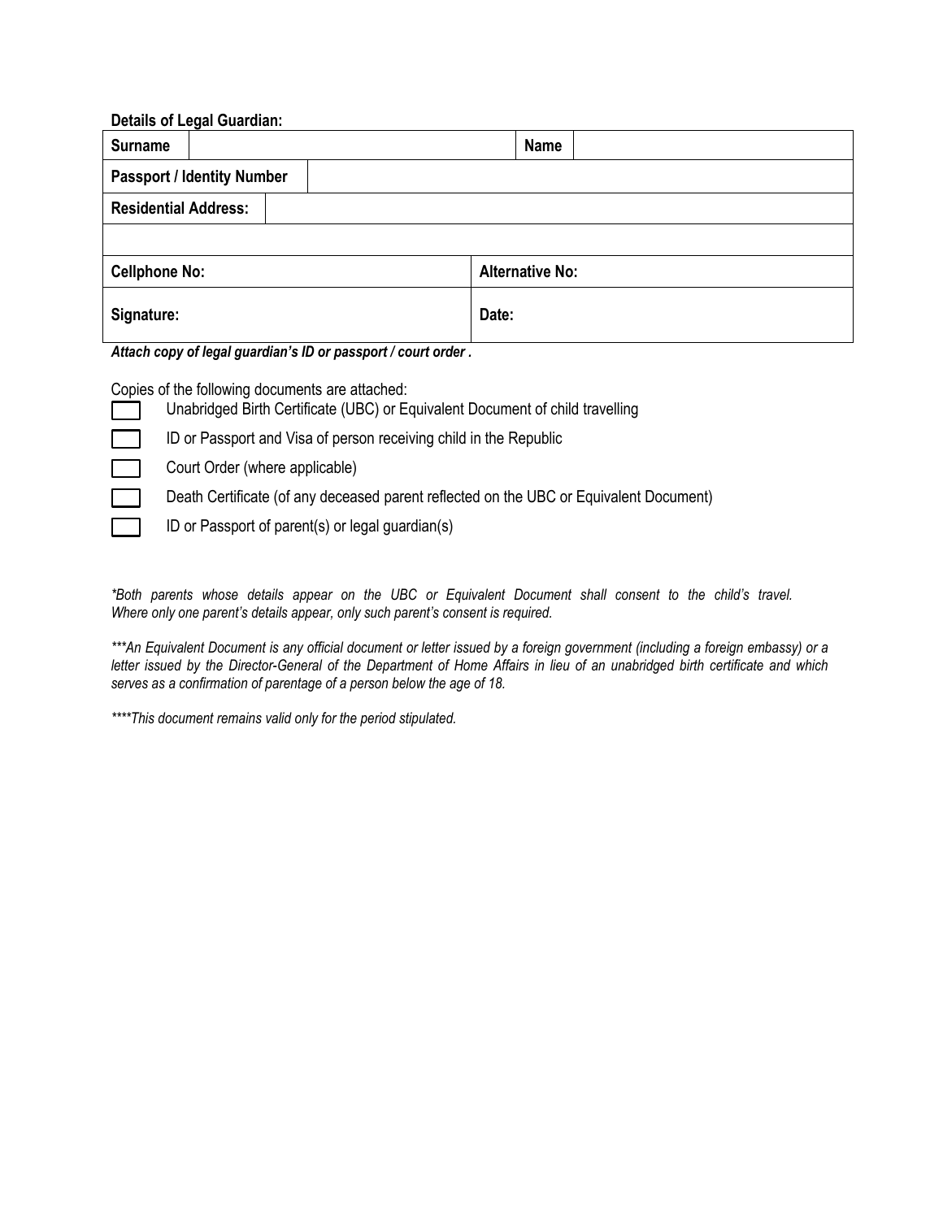**Details of Legal Guardian:**

| | | | |
|---|---|---|---|
| **Surname** | | **Name** | |
| **Passport / Identity Number** | | | |
| **Residential Address:** | | | |
| | | | |
| **Cellphone No:** | | **Alternative No:** | |
| **Signature:** | | **Date:** | |

***Attach copy of legal guardian's ID or passport / court order .***

Copies of the following documents are attached:

- [ ] Unabridged Birth Certificate (UBC) or Equivalent Document of child travelling
- [ ] ID or Passport and Visa of person receiving child in the Republic
- [ ] Court Order (where applicable)
- [ ] Death Certificate (of any deceased parent reflected on the UBC or Equivalent Document)
- [ ] ID or Passport of parent(s) or legal guardian(s)

*\*Both parents whose details appear on the UBC or Equivalent Document shall consent to the child's travel. Where only one parent's details appear, only such parent's consent is required.*

*\*\*\*An Equivalent Document is any official document or letter issued by a foreign government (including a foreign embassy) or a letter issued by the Director-General of the Department of Home Affairs in lieu of an unabridged birth certificate and which serves as a confirmation of parentage of a person below the age of 18.*

*\*\*\*\*This document remains valid only for the period stipulated.*